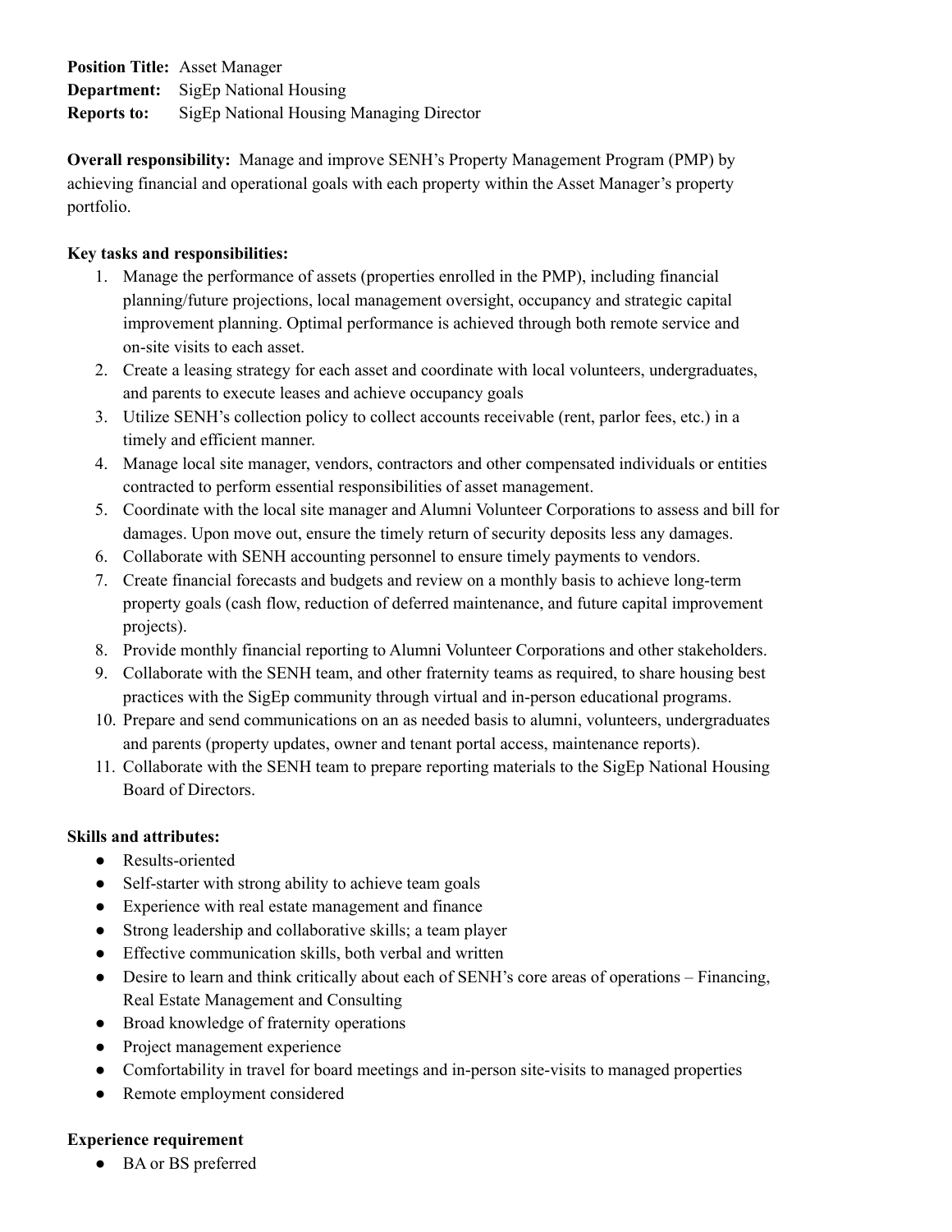**Position Title:** Asset Manager
**Department:** SigEp National Housing
**Reports to:** SigEp National Housing Managing Director

**Overall responsibility:** Manage and improve SENH's Property Management Program (PMP) by achieving financial and operational goals with each property within the Asset Manager's property portfolio.

**Key tasks and responsibilities:**

1. Manage the performance of assets (properties enrolled in the PMP), including financial planning/future projections, local management oversight, occupancy and strategic capital improvement planning. Optimal performance is achieved through both remote service and on-site visits to each asset.
2. Create a leasing strategy for each asset and coordinate with local volunteers, undergraduates, and parents to execute leases and achieve occupancy goals
3. Utilize SENH's collection policy to collect accounts receivable (rent, parlor fees, etc.) in a timely and efficient manner.
4. Manage local site manager, vendors, contractors and other compensated individuals or entities contracted to perform essential responsibilities of asset management.
5. Coordinate with the local site manager and Alumni Volunteer Corporations to assess and bill for damages. Upon move out, ensure the timely return of security deposits less any damages.
6. Collaborate with SENH accounting personnel to ensure timely payments to vendors.
7. Create financial forecasts and budgets and review on a monthly basis to achieve long-term property goals (cash flow, reduction of deferred maintenance, and future capital improvement projects).
8. Provide monthly financial reporting to Alumni Volunteer Corporations and other stakeholders.
9. Collaborate with the SENH team, and other fraternity teams as required, to share housing best practices with the SigEp community through virtual and in-person educational programs.
10. Prepare and send communications on an as needed basis to alumni, volunteers, undergraduates and parents (property updates, owner and tenant portal access, maintenance reports).
11. Collaborate with the SENH team to prepare reporting materials to the SigEp National Housing Board of Directors.

**Skills and attributes:**

- Results-oriented
- Self-starter with strong ability to achieve team goals
- Experience with real estate management and finance
- Strong leadership and collaborative skills; a team player
- Effective communication skills, both verbal and written
- Desire to learn and think critically about each of SENH's core areas of operations – Financing, Real Estate Management and Consulting
- Broad knowledge of fraternity operations
- Project management experience
- Comfortability in travel for board meetings and in-person site-visits to managed properties
- Remote employment considered

**Experience requirement**

- BA or BS preferred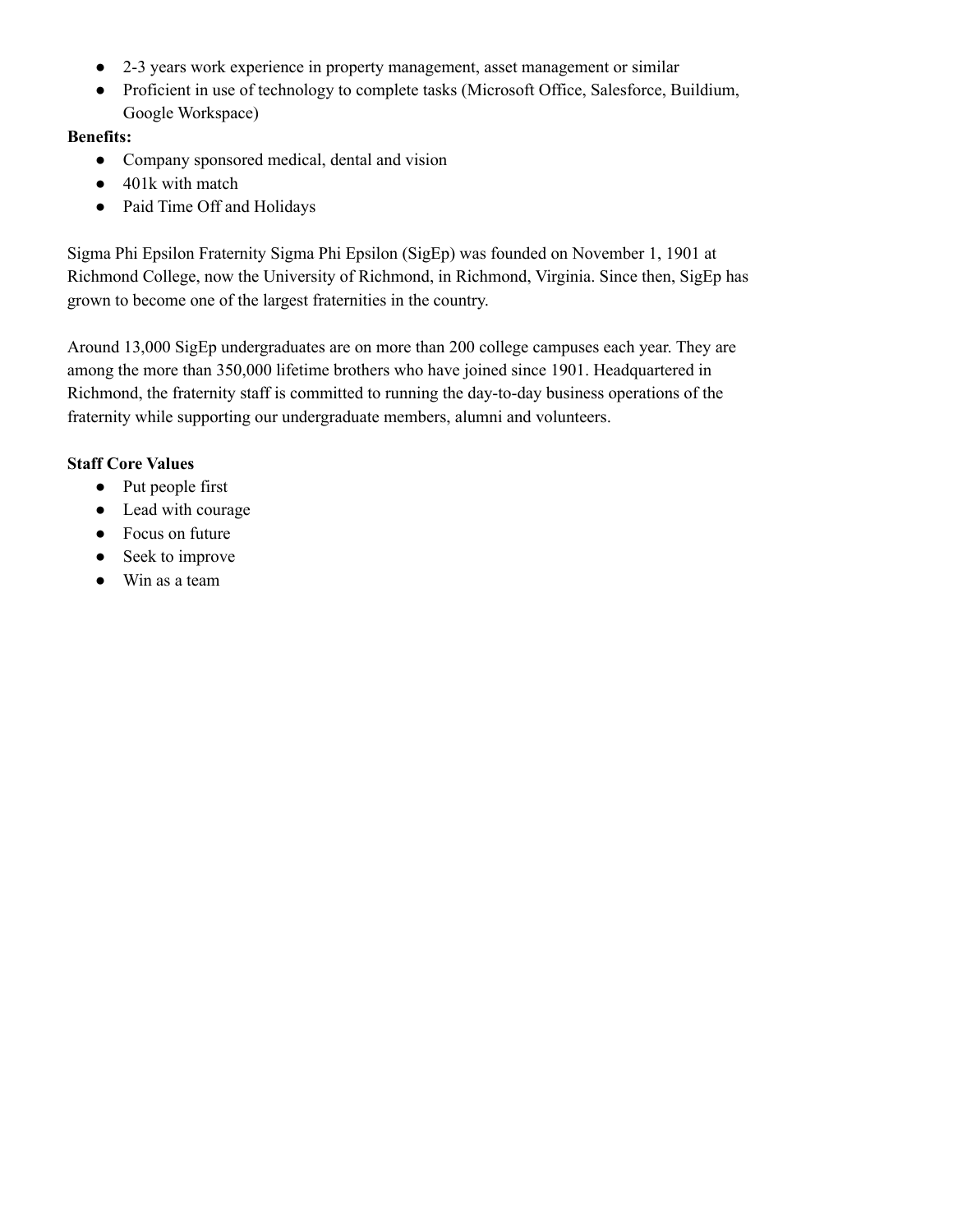- 2-3 years work experience in property management, asset management or similar
- Proficient in use of technology to complete tasks (Microsoft Office, Salesforce, Buildium, Google Workspace)

**Benefits:**

- Company sponsored medical, dental and vision
- 401k with match
- Paid Time Off and Holidays

Sigma Phi Epsilon Fraternity Sigma Phi Epsilon (SigEp) was founded on November 1, 1901 at Richmond College, now the University of Richmond, in Richmond, Virginia. Since then, SigEp has grown to become one of the largest fraternities in the country.

Around 13,000 SigEp undergraduates are on more than 200 college campuses each year. They are among the more than 350,000 lifetime brothers who have joined since 1901. Headquartered in Richmond, the fraternity staff is committed to running the day-to-day business operations of the fraternity while supporting our undergraduate members, alumni and volunteers.

**Staff Core Values**

- Put people first
- Lead with courage
- Focus on future
- Seek to improve
- Win as a team